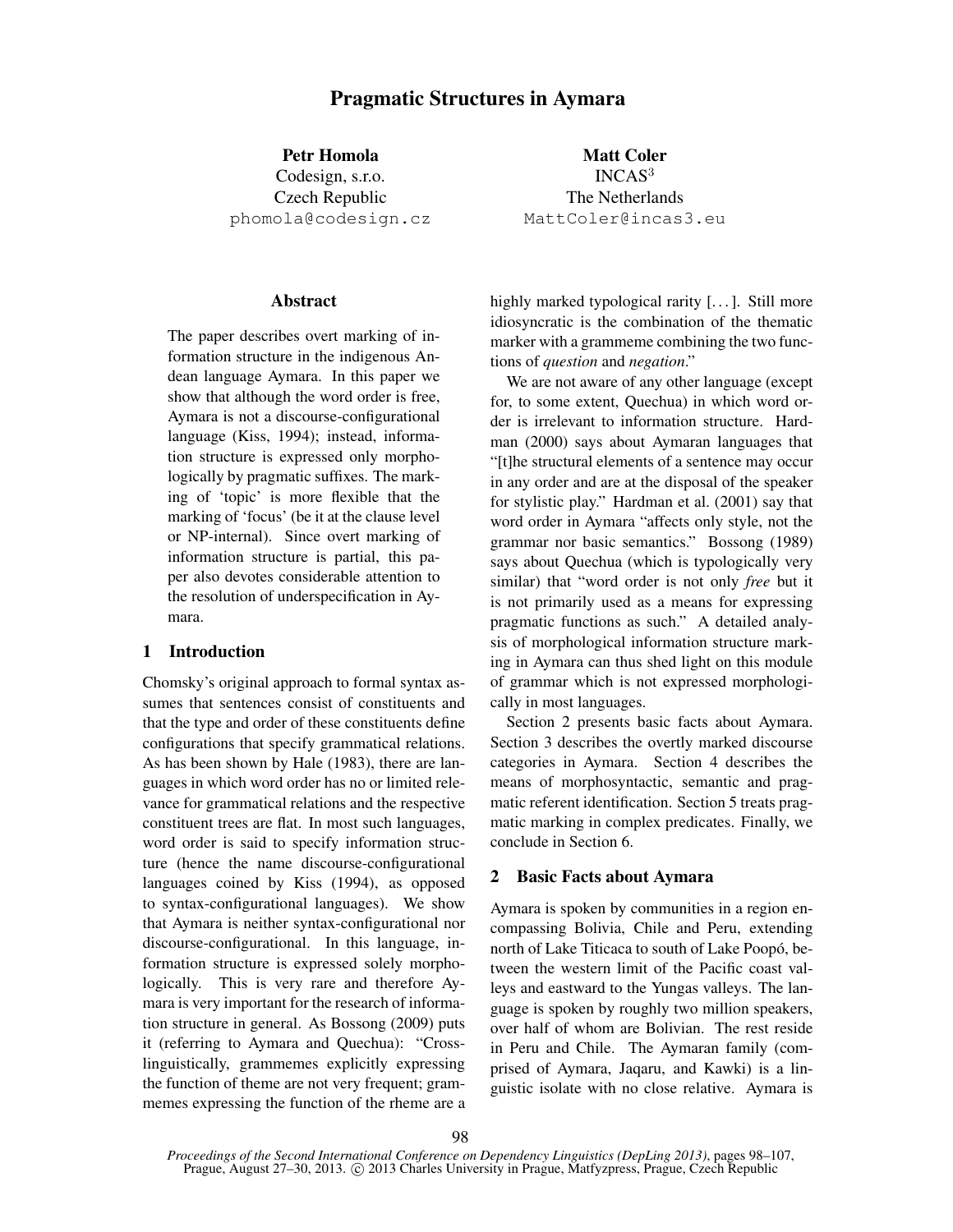# Pragmatic Structures in Aymara

**Petr Homola**
Codesign, s.r.o.
Czech Republic
phomola@codesign.cz

**Matt Coler**
INCAS[3]
The Netherlands
MattColer@incas3.eu

## Abstract

The paper describes overt marking of information structure in the indigenous Andean language Aymara. In this paper we show that although the word order is free, Aymara is not a discourse-configurational language (Kiss, 1994); instead, information structure is expressed only morphologically by pragmatic suffixes. The marking of 'topic' is more flexible that the marking of 'focus' (be it at the clause level or NP-internal). Since overt marking of information structure is partial, this paper also devotes considerable attention to the resolution of underspecification in Aymara.

## 1 Introduction

Chomsky's original approach to formal syntax assumes that sentences consist of constituents and that the type and order of these constituents define configurations that specify grammatical relations. As has been shown by Hale (1983), there are languages in which word order has no or limited relevance for grammatical relations and the respective constituent trees are flat. In most such languages, word order is said to specify information structure (hence the name discourse-configurational languages coined by Kiss (1994), as opposed to syntax-configurational languages). We show that Aymara is neither syntax-configurational nor discourse-configurational. In this language, information structure is expressed solely morphologically. This is very rare and therefore Aymara is very important for the research of information structure in general. As Bossong (2009) puts it (referring to Aymara and Quechua): "Cross-linguistically, grammemes explicitly expressing the function of theme are not very frequent; grammemes expressing the function of the rheme are a highly marked typological rarity [...]. Still more idiosyncratic is the combination of the thematic marker with a grammeme combining the two functions of *question* and *negation*."

We are not aware of any other language (except for, to some extent, Quechua) in which word order is irrelevant to information structure. Hardman (2000) says about Aymaran languages that "[t]he structural elements of a sentence may occur in any order and are at the disposal of the speaker for stylistic play." Hardman et al. (2001) say that word order in Aymara "affects only style, not the grammar nor basic semantics." Bossong (1989) says about Quechua (which is typologically very similar) that "word order is not only *free* but it is not primarily used as a means for expressing pragmatic functions as such." A detailed analysis of morphological information structure marking in Aymara can thus shed light on this module of grammar which is not expressed morphologically in most languages.

Section 2 presents basic facts about Aymara. Section 3 describes the overtly marked discourse categories in Aymara. Section 4 describes the means of morphosyntactic, semantic and pragmatic referent identification. Section 5 treats pragmatic marking in complex predicates. Finally, we conclude in Section 6.

## 2 Basic Facts about Aymara

Aymara is spoken by communities in a region encompassing Bolivia, Chile and Peru, extending north of Lake Titicaca to south of Lake Poopó, between the western limit of the Pacific coast valleys and eastward to the Yungas valleys. The language is spoken by roughly two million speakers, over half of whom are Bolivian. The rest reside in Peru and Chile. The Aymaran family (comprised of Aymara, Jaqaru, and Kawki) is a linguistic isolate with no close relative. Aymara is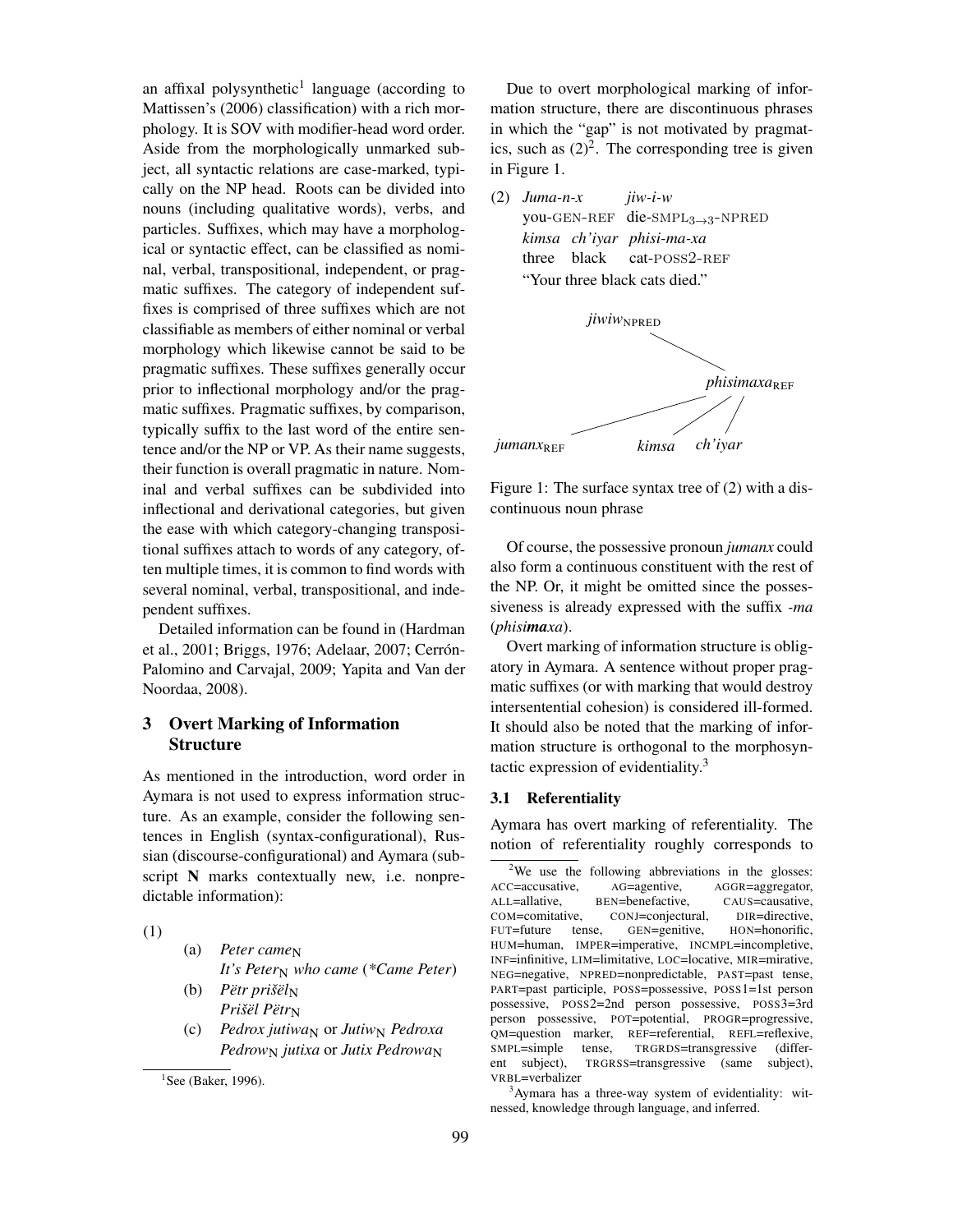an affixal polysynthetic[1] language (according to Mattissen's (2006) classification) with a rich morphology. It is SOV with modifier-head word order. Aside from the morphologically unmarked subject, all syntactic relations are case-marked, typically on the NP head. Roots can be divided into nouns (including qualitative words), verbs, and particles. Suffixes, which may have a morphological or syntactic effect, can be classified as nominal, verbal, transpositional, independent, or pragmatic suffixes. The category of independent suffixes is comprised of three suffixes which are not classifiable as members of either nominal or verbal morphology which likewise cannot be said to be pragmatic suffixes. These suffixes generally occur prior to inflectional morphology and/or the pragmatic suffixes. Pragmatic suffixes, by comparison, typically suffix to the last word of the entire sentence and/or the NP or VP. As their name suggests, their function is overall pragmatic in nature. Nominal and verbal suffixes can be subdivided into inflectional and derivational categories, but given the ease with which category-changing transpositional suffixes attach to words of any category, often multiple times, it is common to find words with several nominal, verbal, transpositional, and independent suffixes.

Detailed information can be found in (Hardman et al., 2001; Briggs, 1976; Adelaar, 2007; Cerrón-Palomino and Carvajal, 2009; Yapita and Van der Noordaa, 2008).

## 3 Overt Marking of Information Structure

As mentioned in the introduction, word order in Aymara is not used to express information structure. As an example, consider the following sentences in English (syntax-configurational), Russian (discourse-configurational) and Aymara (subscript **N** marks contextually new, i.e. nonpredictable information):

(1)

(a) *Peter came*$_{\mathbf{N}}$
*It's Peter*$_{\mathbf{N}}$ *who came* (*\*Came Peter*)

(b) *Pëtr prišël*$_{\mathbf{N}}$
*Prišël Pëtr*$_{\mathbf{N}}$

(c) *Pedrox jutiwa*$_{\mathbf{N}}$ or *Jutiw*$_{\mathbf{N}}$ *Pedroxa*
*Pedrow*$_{\mathbf{N}}$ *jutixa* or *Jutix Pedrowa*$_{\mathbf{N}}$

Due to overt morphological marking of information structure, there are discontinuous phrases in which the "gap" is not motivated by pragmatics, such as (2)[2]. The corresponding tree is given in Figure 1.

(2) *Juma-n-x* *jiw-i-w*
you-GEN-REF die-SMPL$_{3\rightarrow3}$-NPRED
*kimsa ch'iyar phisi-ma-xa*
three black cat-POSS2-REF
"Your three black cats died."

Figure 1: The surface syntax tree of (2) with a discontinuous noun phrase

Of course, the possessive pronoun *jumanx* could also form a continuous constituent with the rest of the NP. Or, it might be omitted since the possessiveness is already expressed with the suffix *-ma* (*phisi**ma**xa*).

Overt marking of information structure is obligatory in Aymara. A sentence without proper pragmatic suffixes (or with marking that would destroy intersentential cohesion) is considered ill-formed. It should also be noted that the marking of information structure is orthogonal to the morphosyntactic expression of evidentiality.[3]

### 3.1 Referentiality

Aymara has overt marking of referentiality. The notion of referentiality roughly corresponds to

[1] See (Baker, 1996).

[2] We use the following abbreviations in the glosses: ACC=accusative, AG=agentive, AGGR=aggregator, ALL=allative, BEN=benefactive, CAUS=causative, COM=comitative, CONJ=conjectural, DIR=directive, FUT=future tense, GEN=genitive, HON=honorific, HUM=human, IMPER=imperative, INCMPL=incompletive, INF=infinitive, LIM=limitative, LOC=locative, MIR=mirative, NEG=negative, NPRED=nonpredictable, PAST=past tense, PART=past participle, POSS=possessive, POSS1=1st person possessive, POSS2=2nd person possessive, POSS3=3rd person possessive, POT=potential, PROGR=progressive, QM=question marker, REF=referential, REFL=reflexive, SMPL=simple tense, TRGRDS=transgressive (different subject), TRGRSS=transgressive (same subject), VRBL=verbalizer

[3] Aymara has a three-way system of evidentiality: witnessed, knowledge through language, and inferred.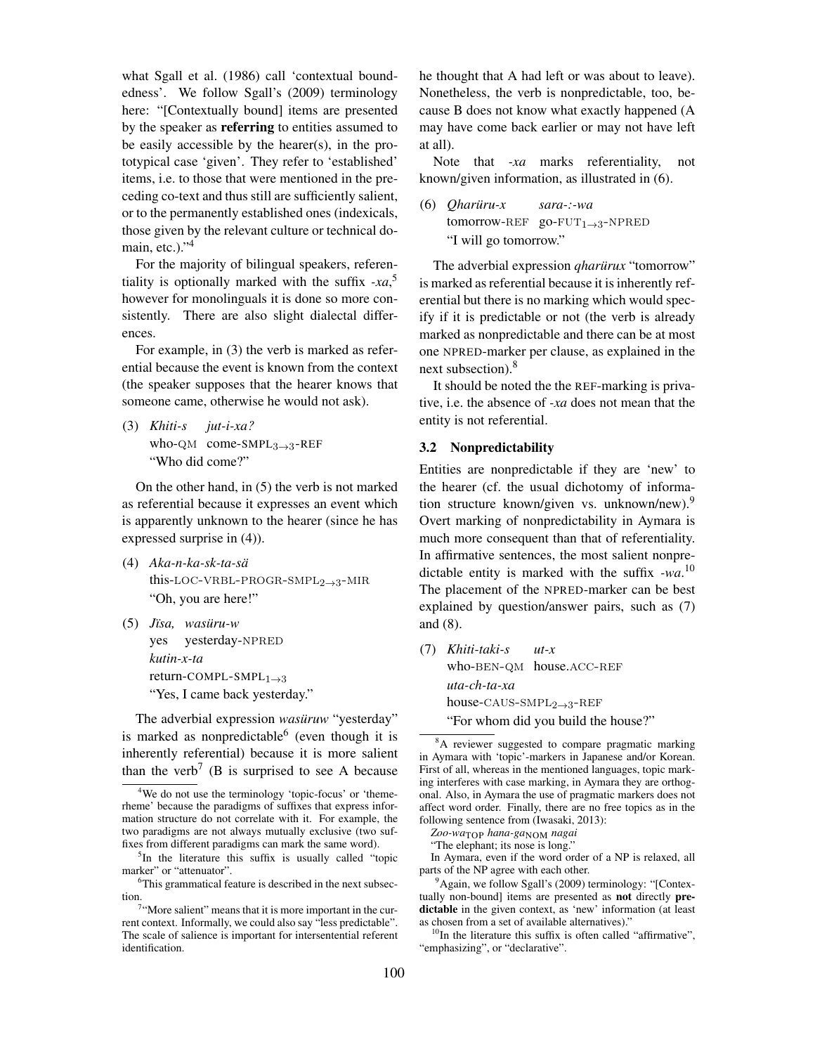what Sgall et al. (1986) call 'contextual boundedness'. We follow Sgall's (2009) terminology here: "[Contextually bound] items are presented by the speaker as **referring** to entities assumed to be easily accessible by the hearer(s), in the prototypical case 'given'. They refer to 'established' items, i.e. to those that were mentioned in the preceding co-text and thus still are sufficiently salient, or to the permanently established ones (indexicals, those given by the relevant culture or technical domain, etc.)."[4]

For the majority of bilingual speakers, referentiality is optionally marked with the suffix *-xa*,[5] however for monolinguals it is done so more consistently. There are also slight dialectal differences.

For example, in (3) the verb is marked as referential because the event is known from the context (the speaker supposes that the hearer knows that someone came, otherwise he would not ask).

(3) *Khiti-s jut-i-xa?*
who-QM come-SMPL$_{3\to3}$-REF
"Who did come?"

On the other hand, in (5) the verb is not marked as referential because it expresses an event which is apparently unknown to the hearer (since he has expressed surprise in (4)).

(4) *Aka-n-ka-sk-ta-sä*
this-LOC-VRBL-PROGR-SMPL$_{2\to3}$-MIR
"Oh, you are here!"

(5) *Jïsa, wasüru-w kutin-x-ta*
yes yesterday-NPRED return-COMPL-SMPL$_{1\to3}$
"Yes, I came back yesterday."

The adverbial expression *wasüruw* "yesterday" is marked as nonpredictable[6] (even though it is inherently referential) because it is more salient than the verb[7] (B is surprised to see A because he thought that A had left or was about to leave). Nonetheless, the verb is nonpredictable, too, because B does not know what exactly happened (A may have come back earlier or may not have left at all).

Note that *-xa* marks referentiality, not known/given information, as illustrated in (6).

(6) *Qharüru-x sara-:-wa*
tomorrow-REF go-FUT$_{1\to3}$-NPRED
"I will go tomorrow."

The adverbial expression *qharürux* "tomorrow" is marked as referential because it is inherently referential but there is no marking which would specify if it is predictable or not (the verb is already marked as nonpredictable and there can be at most one NPRED-marker per clause, as explained in the next subsection).[8]

It should be noted the the REF-marking is privative, i.e. the absence of *-xa* does not mean that the entity is not referential.

### 3.2 Nonpredictability

Entities are nonpredictable if they are 'new' to the hearer (cf. the usual dichotomy of information structure known/given vs. unknown/new).[9] Overt marking of nonpredictability in Aymara is much more consequent than that of referentiality. In affirmative sentences, the most salient nonpredictable entity is marked with the suffix *-wa*.[10] The placement of the NPRED-marker can be best explained by question/answer pairs, such as (7) and (8).

(7) *Khiti-taki-s ut-x uta-ch-ta-xa*
who-BEN-QM house.ACC-REF house-CAUS-SMPL$_{2\to3}$-REF
"For whom did you build the house?"

---

[4] We do not use the terminology 'topic-focus' or 'theme-rheme' because the paradigms of suffixes that express information structure do not correlate with it. For example, the two paradigms are not always mutually exclusive (two suffixes from different paradigms can mark the same word).

[5] In the literature this suffix is usually called "topic marker" or "attenuator".

[6] This grammatical feature is described in the next subsection.

[7] "More salient" means that it is more important in the current context. Informally, we could also say "less predictable". The scale of salience is important for intersentential referent identification.

[8] A reviewer suggested to compare pragmatic marking in Aymara with 'topic'-markers in Japanese and/or Korean. First of all, whereas in the mentioned languages, topic marking interferes with case marking, in Aymara they are orthogonal. Also, in Aymara the use of pragmatic markers does not affect word order. Finally, there are no free topics as in the following sentence from (Iwasaki, 2013):

*Zoo-wa*$_{\text{TOP}}$ *hana-ga*$_{\text{NOM}}$ *nagai*
"The elephant; its nose is long."

In Aymara, even if the word order of a NP is relaxed, all parts of the NP agree with each other.

[9] Again, we follow Sgall's (2009) terminology: "[Contextually non-bound] items are presented as **not** directly **predictable** in the given context, as 'new' information (at least as chosen from a set of available alternatives)."

[10] In the literature this suffix is often called "affirmative", "emphasizing", or "declarative".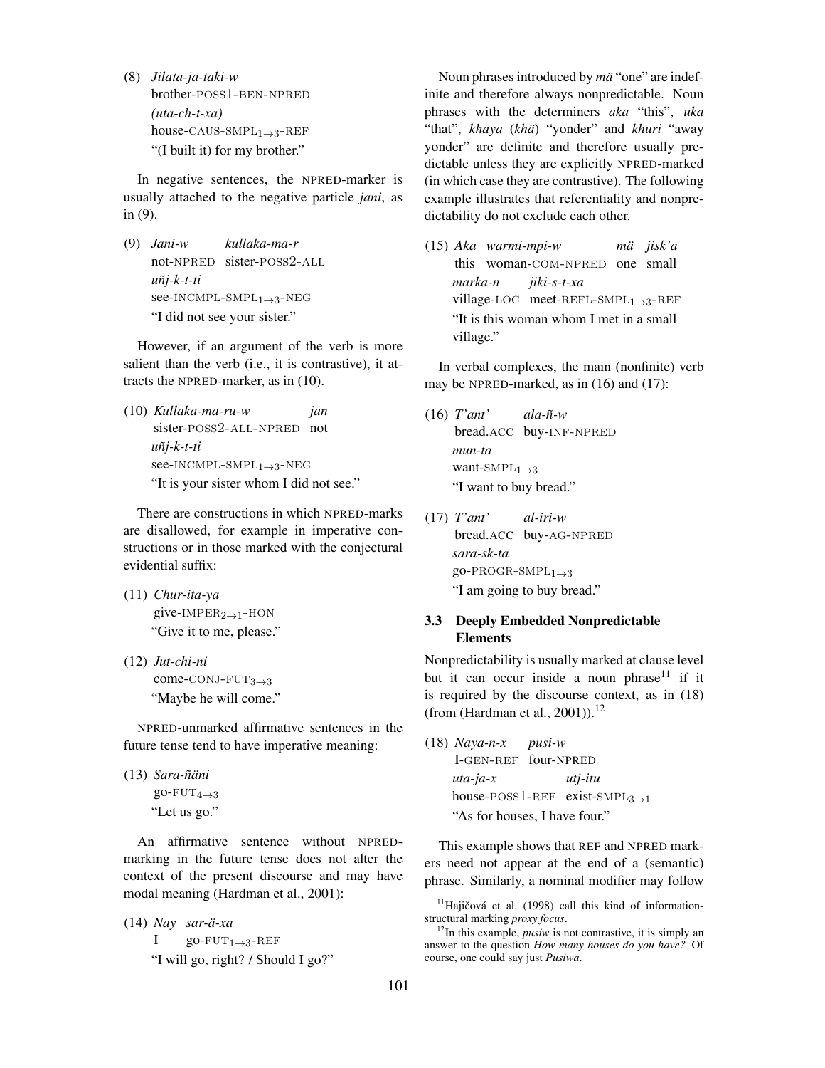(8) *Jilata-ja-taki-w*
brother-POSS1-BEN-NPRED
*(uta-ch-t-xa)*
house-CAUS-SMPL$_{1\to3}$-REF
"(I built it) for my brother."

In negative sentences, the NPRED-marker is usually attached to the negative particle *jani*, as in (9).

(9) *Jani-w* *kullaka-ma-r*
not-NPRED sister-POSS2-ALL
*uñj-k-t-ti*
see-INCMPL-SMPL$_{1\to3}$-NEG
"I did not see your sister."

However, if an argument of the verb is more salient than the verb (i.e., it is contrastive), it attracts the NPRED-marker, as in (10).

(10) *Kullaka-ma-ru-w* *jan*
sister-POSS2-ALL-NPRED not
*uñj-k-t-ti*
see-INCMPL-SMPL$_{1\to3}$-NEG
"It is your sister whom I did not see."

There are constructions in which NPRED-marks are disallowed, for example in imperative constructions or in those marked with the conjectural evidential suffix:

(11) *Chur-ita-ya*
give-IMPER$_{2\to1}$-HON
"Give it to me, please."

(12) *Jut-chi-ni*
come-CONJ-FUT$_{3\to3}$
"Maybe he will come."

NPRED-unmarked affirmative sentences in the future tense tend to have imperative meaning:

(13) *Sara-ñäni*
go-FUT$_{4\to3}$
"Let us go."

An affirmative sentence without NPRED-marking in the future tense does not alter the context of the present discourse and may have modal meaning (Hardman et al., 2001):

(14) *Nay* *sar-ä-xa*
I go-FUT$_{1\to3}$-REF
"I will go, right? / Should I go?"

Noun phrases introduced by *mä* "one" are indefinite and therefore always nonpredictable. Noun phrases with the determiners *aka* "this", *uka* "that", *khaya* (*khä*) "yonder" and *khuri* "away yonder" are definite and therefore usually predictable unless they are explicitly NPRED-marked (in which case they are contrastive). The following example illustrates that referentiality and nonpredictability do not exclude each other.

(15) *Aka* *warmi-mpi-w* *mä* *jisk'a*
this woman-COM-NPRED one small
*marka-n* *jiki-s-t-xa*
village-LOC meet-REFL-SMPL$_{1\to3}$-REF
"It is this woman whom I met in a small village."

In verbal complexes, the main (nonfinite) verb may be NPRED-marked, as in (16) and (17):

(16) *T'ant'* *ala-ñ-w*
bread.ACC buy-INF-NPRED
*mun-ta*
want-SMPL$_{1\to3}$
"I want to buy bread."

(17) *T'ant'* *al-iri-w*
bread.ACC buy-AG-NPRED
*sara-sk-ta*
go-PROGR-SMPL$_{1\to3}$
"I am going to buy bread."

### 3.3 Deeply Embedded Nonpredictable Elements

Nonpredictability is usually marked at clause level but it can occur inside a noun phrase[11] if it is required by the discourse context, as in (18) (from (Hardman et al., 2001)).[12]

(18) *Naya-n-x* *pusi-w*
I-GEN-REF four-NPRED
*uta-ja-x* *utj-itu*
house-POSS1-REF exist-SMPL$_{3\to1}$
"As for houses, I have four."

This example shows that REF and NPRED markers need not appear at the end of a (semantic) phrase. Similarly, a nominal modifier may follow

[11] Hajičová et al. (1998) call this kind of information-structural marking *proxy focus*.

[12] In this example, *pusiw* is not contrastive, it is simply an answer to the question *How many houses do you have?* Of course, one could say just *Pusiwa*.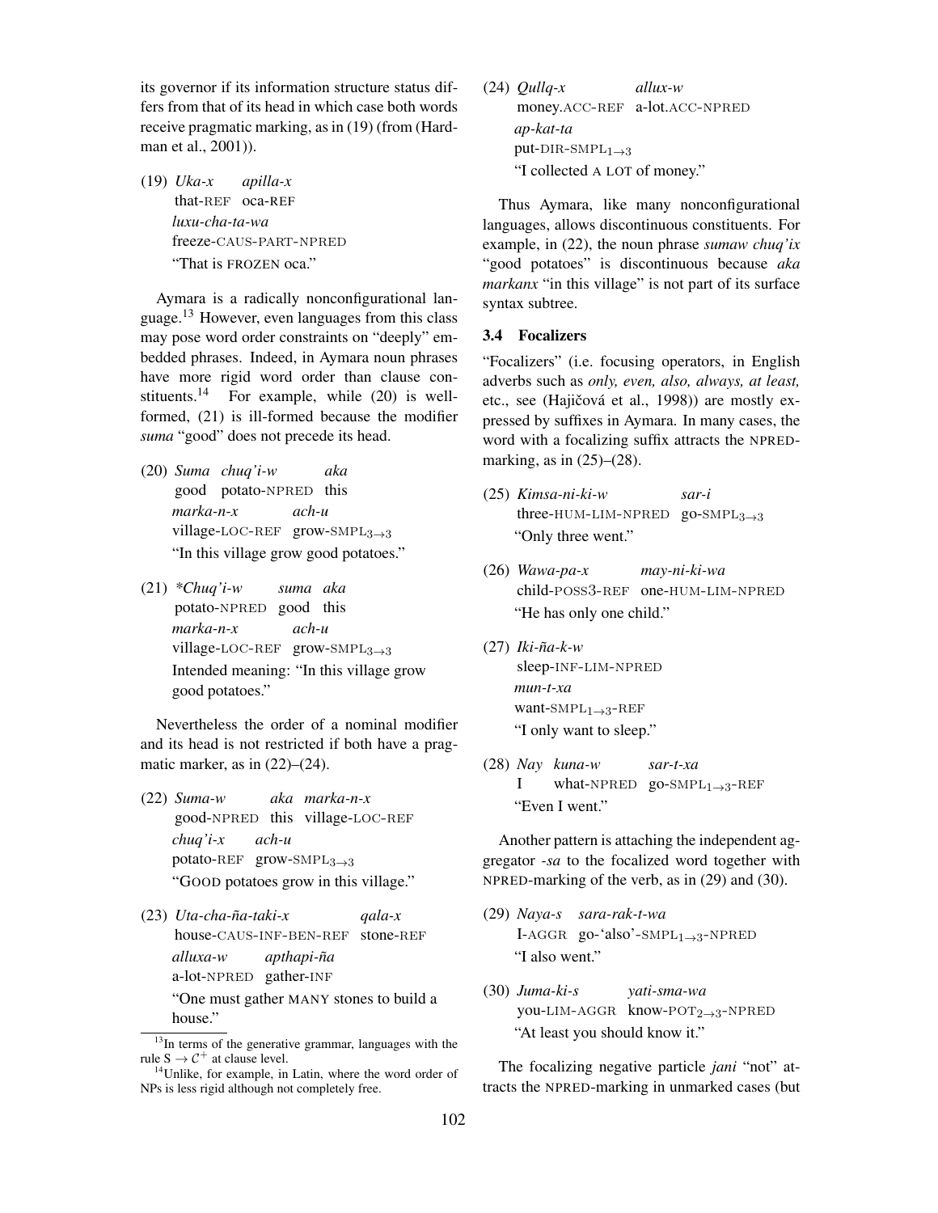its governor if its information structure status differs from that of its head in which case both words receive pragmatic marking, as in (19) (from (Hardman et al., 2001)).

(19) *Uka-x* *apilla-x*
that-REF oca-REF
*luxu-cha-ta-wa*
freeze-CAUS-PART-NPRED
"That is FROZEN oca."

Aymara is a radically nonconfigurational language.[13] However, even languages from this class may pose word order constraints on "deeply" embedded phrases. Indeed, in Aymara noun phrases have more rigid word order than clause constituents.[14] For example, while (20) is well-formed, (21) is ill-formed because the modifier *suma* "good" does not precede its head.

(20) *Suma chuq'i-w aka*
good potato-NPRED this
*marka-n-x ach-u*
village-LOC-REF grow-SMPL$_{3\rightarrow3}$
"In this village grow good potatoes."

(21) *\*Chuq'i-w suma aka*
potato-NPRED good this
*marka-n-x ach-u*
village-LOC-REF grow-SMPL$_{3\rightarrow3}$
Intended meaning: "In this village grow good potatoes."

Nevertheless the order of a nominal modifier and its head is not restricted if both have a pragmatic marker, as in (22)–(24).

(22) *Suma-w aka marka-n-x*
good-NPRED this village-LOC-REF
*chuq'i-x ach-u*
potato-REF grow-SMPL$_{3\rightarrow3}$
"GOOD potatoes grow in this village."

(23) *Uta-cha-ña-taki-x qala-x*
house-CAUS-INF-BEN-REF stone-REF
*alluxa-w apthapi-ña*
a-lot-NPRED gather-INF
"One must gather MANY stones to build a house."

(24) *Qullq-x allux-w*
money.ACC-REF a-lot.ACC-NPRED
*ap-kat-ta*
put-DIR-SMPL$_{1\rightarrow3}$
"I collected A LOT of money."

Thus Aymara, like many nonconfigurational languages, allows discontinuous constituents. For example, in (22), the noun phrase *sumaw chuq'ix* "good potatoes" is discontinuous because *aka markanx* "in this village" is not part of its surface syntax subtree.

### 3.4 Focalizers

"Focalizers" (i.e. focusing operators, in English adverbs such as *only, even, also, always, at least,* etc., see (Hajičová et al., 1998)) are mostly expressed by suffixes in Aymara. In many cases, the word with a focalizing suffix attracts the NPRED-marking, as in (25)–(28).

(25) *Kimsa-ni-ki-w sar-i*
three-HUM-LIM-NPRED go-SMPL$_{3\rightarrow3}$
"Only three went."

(26) *Wawa-pa-x may-ni-ki-wa*
child-POSS3-REF one-HUM-LIM-NPRED
"He has only one child."

(27) *Iki-ña-k-w*
sleep-INF-LIM-NPRED
*mun-t-xa*
want-SMPL$_{1\rightarrow3}$-REF
"I only want to sleep."

(28) *Nay kuna-w sar-t-xa*
I what-NPRED go-SMPL$_{1\rightarrow3}$-REF
"Even I went."

Another pattern is attaching the independent aggregator *-sa* to the focalized word together with NPRED-marking of the verb, as in (29) and (30).

(29) *Naya-s sara-rak-t-wa*
I-AGGR go-'also'-SMPL$_{1\rightarrow3}$-NPRED
"I also went."

(30) *Juma-ki-s yati-sma-wa*
you-LIM-AGGR know-POT$_{2\rightarrow3}$-NPRED
"At least you should know it."

The focalizing negative particle *jani* "not" attracts the NPRED-marking in unmarked cases (but

[13] In terms of the generative grammar, languages with the rule $S \rightarrow \mathcal{C}^+$ at clause level.

[14] Unlike, for example, in Latin, where the word order of NPs is less rigid although not completely free.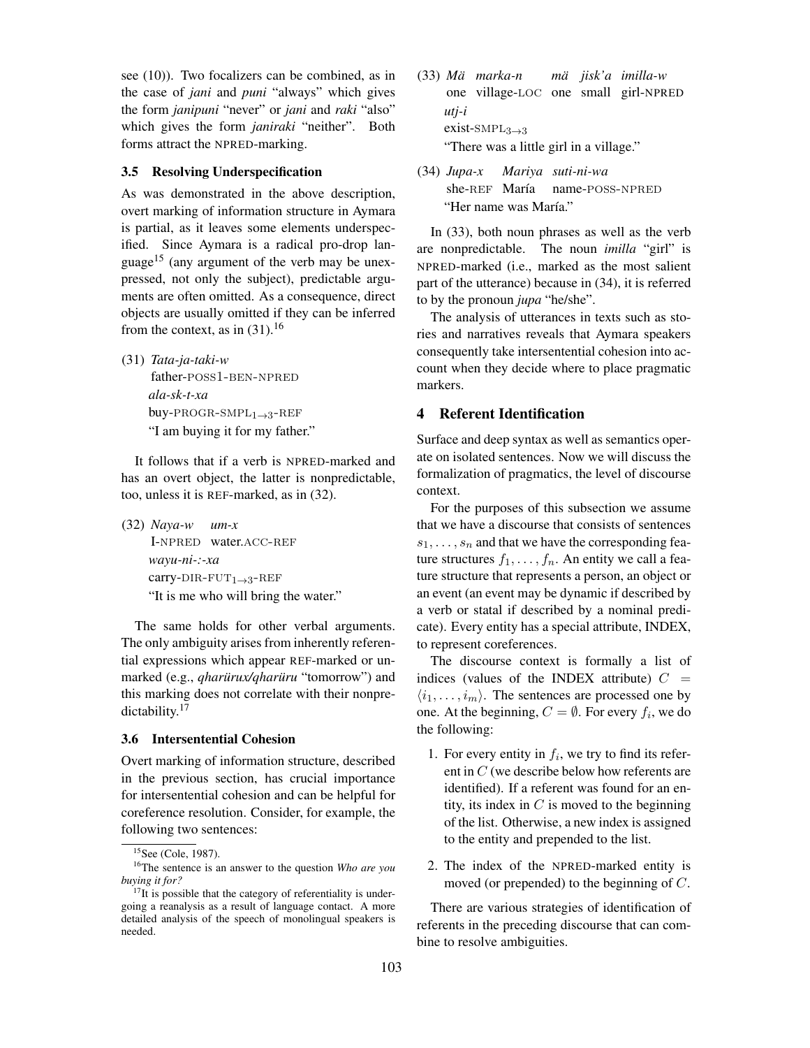see (10)). Two focalizers can be combined, as in the case of *jani* and *puni* "always" which gives the form *janipuni* "never" or *jani* and *raki* "also" which gives the form *janiraki* "neither". Both forms attract the NPRED-marking.

### 3.5 Resolving Underspecification

As was demonstrated in the above description, overt marking of information structure in Aymara is partial, as it leaves some elements underspecified. Since Aymara is a radical pro-drop language[15] (any argument of the verb may be unexpressed, not only the subject), predictable arguments are often omitted. As a consequence, direct objects are usually omitted if they can be inferred from the context, as in (31).[16]

(31) *Tata-ja-taki-w*
father-POSS1-BEN-NPRED
*ala-sk-t-xa*
buy-PROGR-SMPL$_{1\to3}$-REF
"I am buying it for my father."

It follows that if a verb is NPRED-marked and has an overt object, the latter is nonpredictable, too, unless it is REF-marked, as in (32).

(32) *Naya-w um-x*
I-NPRED water.ACC-REF
*wayu-ni-:-xa*
carry-DIR-FUT$_{1\to3}$-REF
"It is me who will bring the water."

The same holds for other verbal arguments. The only ambiguity arises from inherently referential expressions which appear REF-marked or unmarked (e.g., *qharürux/qharüru* "tomorrow") and this marking does not correlate with their nonpredictability.[17]

### 3.6 Intersentential Cohesion

Overt marking of information structure, described in the previous section, has crucial importance for intersentential cohesion and can be helpful for coreference resolution. Consider, for example, the following two sentences:

(33) *Mä marka-n mä jisk'a imilla-w*
one village-LOC one small girl-NPRED
*utj-i*
exist-SMPL$_{3\to3}$
"There was a little girl in a village."

(34) *Jupa-x Mariya suti-ni-wa*
she-REF María name-POSS-NPRED
"Her name was María."

In (33), both noun phrases as well as the verb are nonpredictable. The noun *imilla* "girl" is NPRED-marked (i.e., marked as the most salient part of the utterance) because in (34), it is referred to by the pronoun *jupa* "he/she".

The analysis of utterances in texts such as stories and narratives reveals that Aymara speakers consequently take intersentential cohesion into account when they decide where to place pragmatic markers.

## 4 Referent Identification

Surface and deep syntax as well as semantics operate on isolated sentences. Now we will discuss the formalization of pragmatics, the level of discourse context.

For the purposes of this subsection we assume that we have a discourse that consists of sentences $s_1, \ldots, s_n$ and that we have the corresponding feature structures $f_1, \ldots, f_n$. An entity we call a feature structure that represents a person, an object or an event (an event may be dynamic if described by a verb or statal if described by a nominal predicate). Every entity has a special attribute, INDEX, to represent coreferences.

The discourse context is formally a list of indices (values of the INDEX attribute) $C = \langle i_1, \ldots, i_m \rangle$. The sentences are processed one by one. At the beginning, $C = \emptyset$. For every $f_i$, we do the following:

1. For every entity in $f_i$, we try to find its referent in $C$ (we describe below how referents are identified). If a referent was found for an entity, its index in $C$ is moved to the beginning of the list. Otherwise, a new index is assigned to the entity and prepended to the list.

2. The index of the NPRED-marked entity is moved (or prepended) to the beginning of $C$.

There are various strategies of identification of referents in the preceding discourse that can combine to resolve ambiguities.

[15] See (Cole, 1987).

[16] The sentence is an answer to the question *Who are you buying it for?*

[17] It is possible that the category of referentiality is undergoing a reanalysis as a result of language contact. A more detailed analysis of the speech of monolingual speakers is needed.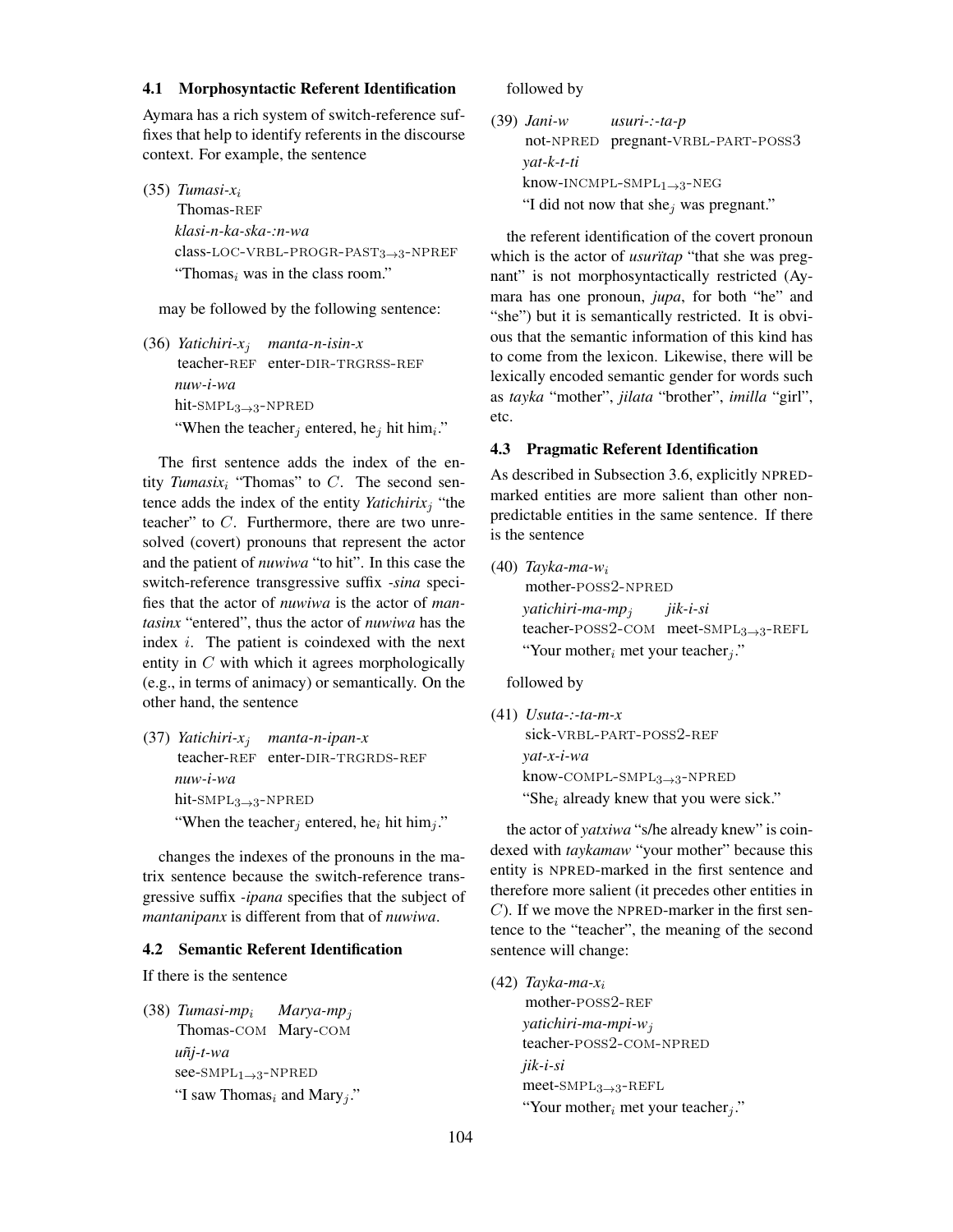### 4.1 Morphosyntactic Referent Identification

Aymara has a rich system of switch-reference suffixes that help to identify referents in the discourse context. For example, the sentence

(35) *Tumasi-x$_i$*
Thomas-REF
*klasi-n-ka-ska-:n-wa*
class-LOC-VRBL-PROGR-PAST$_{3\rightarrow3}$-NPREF
"Thomas$_i$ was in the class room."

may be followed by the following sentence:

(36) *Yatichiri-x$_j$* *manta-n-isin-x*
teacher-REF enter-DIR-TRGRSS-REF
*nuw-i-wa*
hit-SMPL$_{3\rightarrow3}$-NPRED
"When the teacher$_j$ entered, he$_j$ hit him$_i$."

The first sentence adds the index of the entity *Tumasix$_i$* "Thomas" to $C$. The second sentence adds the index of the entity *Yatichirix$_j$* "the teacher" to $C$. Furthermore, there are two unresolved (covert) pronouns that represent the actor and the patient of *nuwiwa* "to hit". In this case the switch-reference transgressive suffix *-sina* specifies that the actor of *nuwiwa* is the actor of *mantasinx* "entered", thus the actor of *nuwiwa* has the index $i$. The patient is coindexed with the next entity in $C$ with which it agrees morphologically (e.g., in terms of animacy) or semantically. On the other hand, the sentence

(37) *Yatichiri-x$_j$* *manta-n-ipan-x*
teacher-REF enter-DIR-TRGRDS-REF
*nuw-i-wa*
hit-SMPL$_{3\rightarrow3}$-NPRED
"When the teacher$_j$ entered, he$_i$ hit him$_j$."

changes the indexes of the pronouns in the matrix sentence because the switch-reference transgressive suffix *-ipana* specifies that the subject of *mantanipanx* is different from that of *nuwiwa*.

### 4.2 Semantic Referent Identification

If there is the sentence

(38) *Tumasi-mp$_i$* *Marya-mp$_j$*
Thomas-COM Mary-COM
*uñj-t-wa*
see-SMPL$_{1\rightarrow3}$-NPRED
"I saw Thomas$_i$ and Mary$_j$."

followed by

(39) *Jani-w* *usuri-:-ta-p*
not-NPRED pregnant-VRBL-PART-POSS3
*yat-k-t-ti*
know-INCMPL-SMPL$_{1\rightarrow3}$-NEG
"I did not now that she$_j$ was pregnant."

the referent identification of the covert pronoun which is the actor of *usurïtap* "that she was pregnant" is not morphosyntactically restricted (Aymara has one pronoun, *jupa*, for both "he" and "she") but it is semantically restricted. It is obvious that the semantic information of this kind has to come from the lexicon. Likewise, there will be lexically encoded semantic gender for words such as *tayka* "mother", *jilata* "brother", *imilla* "girl", etc.

### 4.3 Pragmatic Referent Identification

As described in Subsection 3.6, explicitly NPRED-marked entities are more salient than other non-predictable entities in the same sentence. If there is the sentence

(40) *Tayka-ma-w$_i$*
mother-POSS2-NPRED
*yatichiri-ma-mp$_j$* *jik-i-si*
teacher-POSS2-COM meet-SMPL$_{3\rightarrow3}$-REFL
"Your mother$_i$ met your teacher$_j$."

followed by

(41) *Usuta-:-ta-m-x*
sick-VRBL-PART-POSS2-REF
*yat-x-i-wa*
know-COMPL-SMPL$_{3\rightarrow3}$-NPRED
"She$_i$ already knew that you were sick."

the actor of *yatxiwa* "s/he already knew" is coindexed with *taykamaw* "your mother" because this entity is NPRED-marked in the first sentence and therefore more salient (it precedes other entities in $C$). If we move the NPRED-marker in the first sentence to the "teacher", the meaning of the second sentence will change:

(42) *Tayka-ma-x$_i$*
mother-POSS2-REF
*yatichiri-ma-mpi-w$_j$*
teacher-POSS2-COM-NPRED
*jik-i-si*
meet-SMPL$_{3\rightarrow3}$-REFL
"Your mother$_i$ met your teacher$_j$."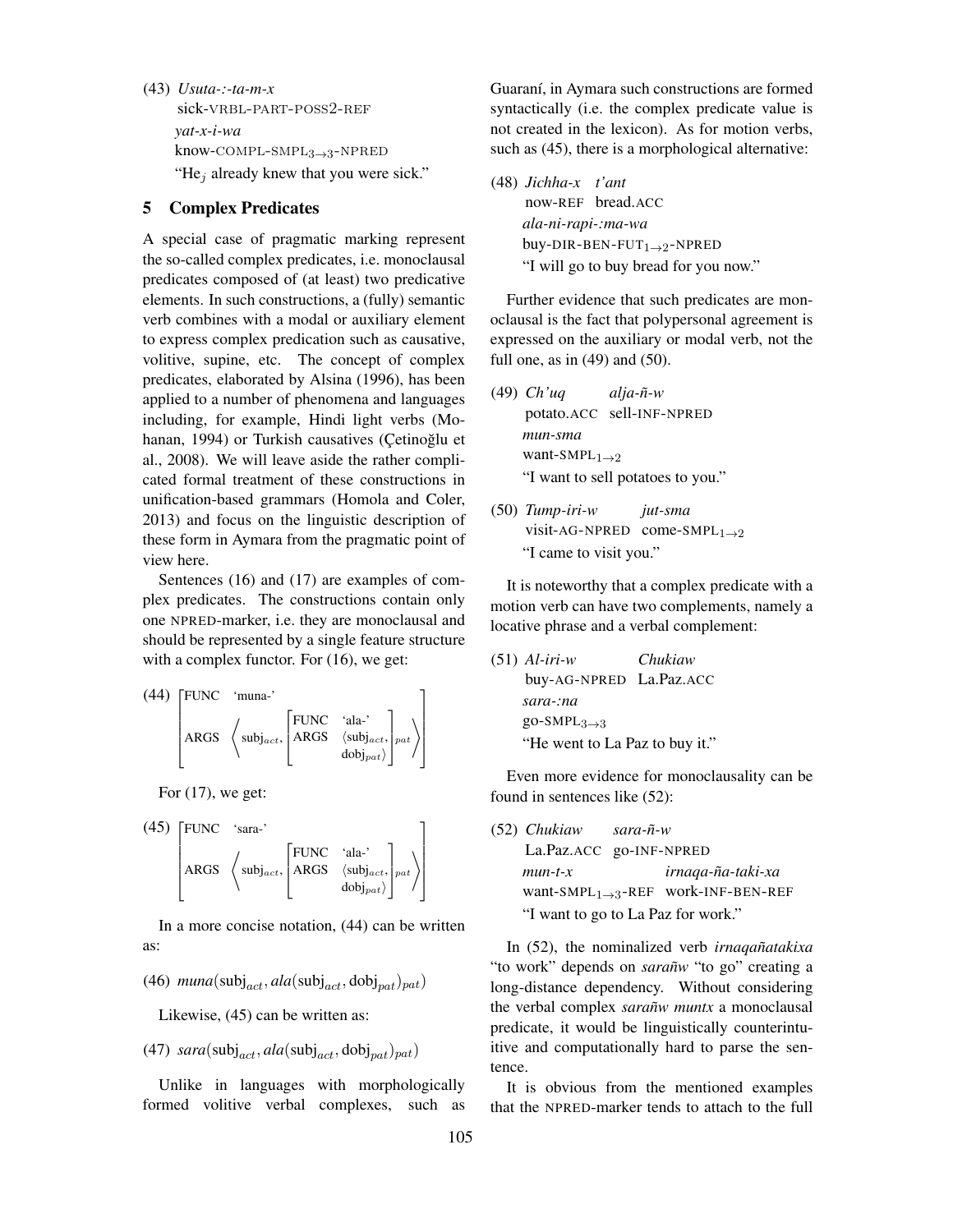(43) *Usuta-:-ta-m-x*
sick-VRBL-PART-POSS2-REF
*yat-x-i-wa*
know-COMPL-SMPL$_{3\to3}$-NPRED
"He$_j$ already knew that you were sick."

## 5 Complex Predicates

A special case of pragmatic marking represent the so-called complex predicates, i.e. monoclausal predicates composed of (at least) two predicative elements. In such constructions, a (fully) semantic verb combines with a modal or auxiliary element to express complex predication such as causative, volitive, supine, etc. The concept of complex predicates, elaborated by Alsina (1996), has been applied to a number of phenomena and languages including, for example, Hindi light verbs (Mohanan, 1994) or Turkish causatives (Çetinoğlu et al., 2008). We will leave aside the rather complicated formal treatment of these constructions in unification-based grammars (Homola and Coler, 2013) and focus on the linguistic description of these form in Aymara from the pragmatic point of view here.

Sentences (16) and (17) are examples of complex predicates. The constructions contain only one NPRED-marker, i.e. they are monoclausal and should be represented by a single feature structure with a complex functor. For (16), we get:

(44)
$$\begin{bmatrix} \text{FUNC} & \text{`muna-'} \\ \text{ARGS} & \left\langle \text{subj}_{act}, \begin{bmatrix} \text{FUNC} & \text{`ala-'} \\ \text{ARGS} & \langle \text{subj}_{act}, \text{dobj}_{pat} \rangle \end{bmatrix}_{pat} \right\rangle \end{bmatrix}$$

For (17), we get:

(45)
$$\begin{bmatrix} \text{FUNC} & \text{`sara-'} \\ \text{ARGS} & \left\langle \text{subj}_{act}, \begin{bmatrix} \text{FUNC} & \text{`ala-'} \\ \text{ARGS} & \langle \text{subj}_{act}, \text{dobj}_{pat} \rangle \end{bmatrix}_{pat} \right\rangle \end{bmatrix}$$

In a more concise notation, (44) can be written as:

(46) $muna(\text{subj}_{act}, ala(\text{subj}_{act}, \text{dobj}_{pat})_{pat})$

Likewise, (45) can be written as:

(47) $sara(\text{subj}_{act}, ala(\text{subj}_{act}, \text{dobj}_{pat})_{pat})$

Unlike in languages with morphologically formed volitive verbal complexes, such as Guaraní, in Aymara such constructions are formed syntactically (i.e. the complex predicate value is not created in the lexicon). As for motion verbs, such as (45), there is a morphological alternative:

(48) *Jichha-x t'ant*
now-REF bread.ACC
*ala-ni-rapi-:ma-wa*
buy-DIR-BEN-FUT$_{1\to2}$-NPRED
"I will go to buy bread for you now."

Further evidence that such predicates are monoclausal is the fact that polypersonal agreement is expressed on the auxiliary or modal verb, not the full one, as in (49) and (50).

(49) *Ch'uq alja-ñ-w*
potato.ACC sell-INF-NPRED
*mun-sma*
want-SMPL$_{1\to2}$
"I want to sell potatoes to you."

(50) *Tump-iri-w jut-sma*
visit-AG-NPRED come-SMPL$_{1\to2}$
"I came to visit you."

It is noteworthy that a complex predicate with a motion verb can have two complements, namely a locative phrase and a verbal complement:

(51) *Al-iri-w Chukiaw*
buy-AG-NPRED La.Paz.ACC
*sara-:na*
go-SMPL$_{3\to3}$
"He went to La Paz to buy it."

Even more evidence for monoclausality can be found in sentences like (52):

(52) *Chukiaw sara-ñ-w*
La.Paz.ACC go-INF-NPRED
*mun-t-x irnaqa-ña-taki-xa*
want-SMPL$_{1\to3}$-REF work-INF-BEN-REF
"I want to go to La Paz for work."

In (52), the nominalized verb *irnaqañatakixa* "to work" depends on *sarañw* "to go" creating a long-distance dependency. Without considering the verbal complex *sarañw muntx* a monoclausal predicate, it would be linguistically counterintuitive and computationally hard to parse the sentence.

It is obvious from the mentioned examples that the NPRED-marker tends to attach to the full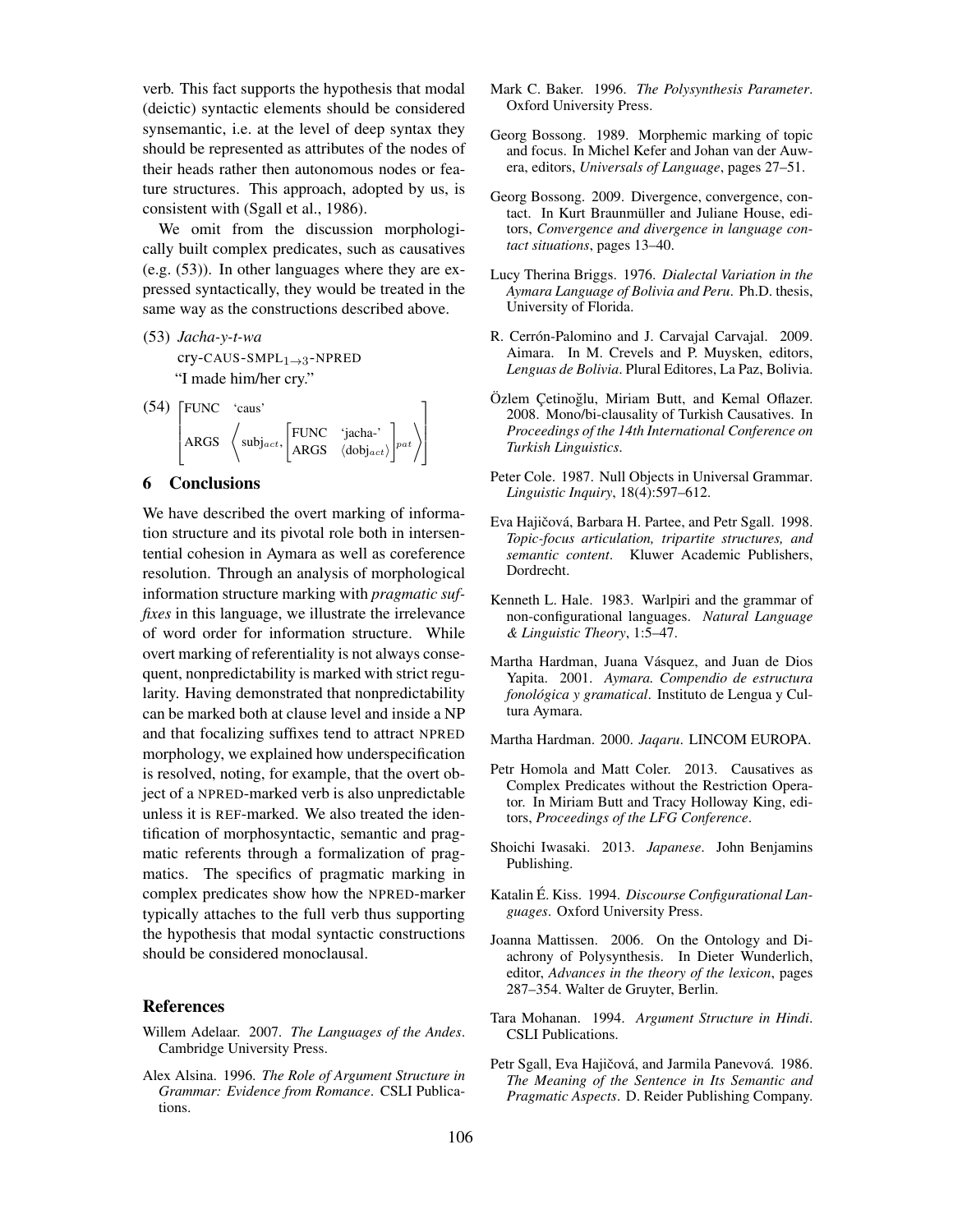verb. This fact supports the hypothesis that modal (deictic) syntactic elements should be considered synsemantic, i.e. at the level of deep syntax they should be represented as attributes of the nodes of their heads rather then autonomous nodes or feature structures. This approach, adopted by us, is consistent with (Sgall et al., 1986).

We omit from the discussion morphologically built complex predicates, such as causatives (e.g. (53)). In other languages where they are expressed syntactically, they would be treated in the same way as the constructions described above.

(53) *Jacha-y-t-wa*
cry-CAUS-SMPL$_{1\rightarrow 3}$-NPRED
"I made him/her cry."

(54)
$$\begin{bmatrix} \text{FUNC} & \text{`caus'} \\ \text{ARGS} & \left\langle \text{subj}_{act}, \begin{bmatrix} \text{FUNC} & \text{`jacha-'} \\ \text{ARGS} & \langle \text{dobj}_{act} \rangle \end{bmatrix}^{pat} \right\rangle \end{bmatrix}$$

## 6 Conclusions

We have described the overt marking of information structure and its pivotal role both in intersentential cohesion in Aymara as well as coreference resolution. Through an analysis of morphological information structure marking with *pragmatic suffixes* in this language, we illustrate the irrelevance of word order for information structure. While overt marking of referentiality is not always consequent, nonpredictability is marked with strict regularity. Having demonstrated that nonpredictability can be marked both at clause level and inside a NP and that focalizing suffixes tend to attract NPRED morphology, we explained how underspecification is resolved, noting, for example, that the overt object of a NPRED-marked verb is also unpredictable unless it is REF-marked. We also treated the identification of morphosyntactic, semantic and pragmatic referents through a formalization of pragmatics. The specifics of pragmatic marking in complex predicates show how the NPRED-marker typically attaches to the full verb thus supporting the hypothesis that modal syntactic constructions should be considered monoclausal.

## References

Willem Adelaar. 2007. *The Languages of the Andes*. Cambridge University Press.

Alex Alsina. 1996. *The Role of Argument Structure in Grammar: Evidence from Romance*. CSLI Publications.

Mark C. Baker. 1996. *The Polysynthesis Parameter*. Oxford University Press.

Georg Bossong. 1989. Morphemic marking of topic and focus. In Michel Kefer and Johan van der Auwera, editors, *Universals of Language*, pages 27–51.

Georg Bossong. 2009. Divergence, convergence, contact. In Kurt Braunmüller and Juliane House, editors, *Convergence and divergence in language contact situations*, pages 13–40.

Lucy Therina Briggs. 1976. *Dialectal Variation in the Aymara Language of Bolivia and Peru*. Ph.D. thesis, University of Florida.

R. Cerrón-Palomino and J. Carvajal Carvajal. 2009. Aimara. In M. Crevels and P. Muysken, editors, *Lenguas de Bolivia*. Plural Editores, La Paz, Bolivia.

Özlem Çetinoğlu, Miriam Butt, and Kemal Oflazer. 2008. Mono/bi-clausality of Turkish Causatives. In *Proceedings of the 14th International Conference on Turkish Linguistics*.

Peter Cole. 1987. Null Objects in Universal Grammar. *Linguistic Inquiry*, 18(4):597–612.

Eva Hajičová, Barbara H. Partee, and Petr Sgall. 1998. *Topic-focus articulation, tripartite structures, and semantic content*. Kluwer Academic Publishers, Dordrecht.

Kenneth L. Hale. 1983. Walpiri and the grammar of non-configurational languages. *Natural Language & Linguistic Theory*, 1:5–47.

Martha Hardman, Juana Vásquez, and Juan de Dios Yapita. 2001. *Aymara. Compendio de estructura fonológica y gramatical*. Instituto de Lengua y Cultura Aymara.

Martha Hardman. 2000. *Jaqaru*. LINCOM EUROPA.

Petr Homola and Matt Coler. 2013. Causatives as Complex Predicates without the Restriction Operator. In Miriam Butt and Tracy Holloway King, editors, *Proceedings of the LFG Conference*.

Shoichi Iwasaki. 2013. *Japanese*. John Benjamins Publishing.

Katalin É. Kiss. 1994. *Discourse Configurational Languages*. Oxford University Press.

Joanna Mattissen. 2006. On the Ontology and Diachrony of Polysynthesis. In Dieter Wunderlich, editor, *Advances in the theory of the lexicon*, pages 287–354. Walter de Gruyter, Berlin.

Tara Mohanan. 1994. *Argument Structure in Hindi*. CSLI Publications.

Petr Sgall, Eva Hajičová, and Jarmila Panevová. 1986. *The Meaning of the Sentence in Its Semantic and Pragmatic Aspects*. D. Reider Publishing Company.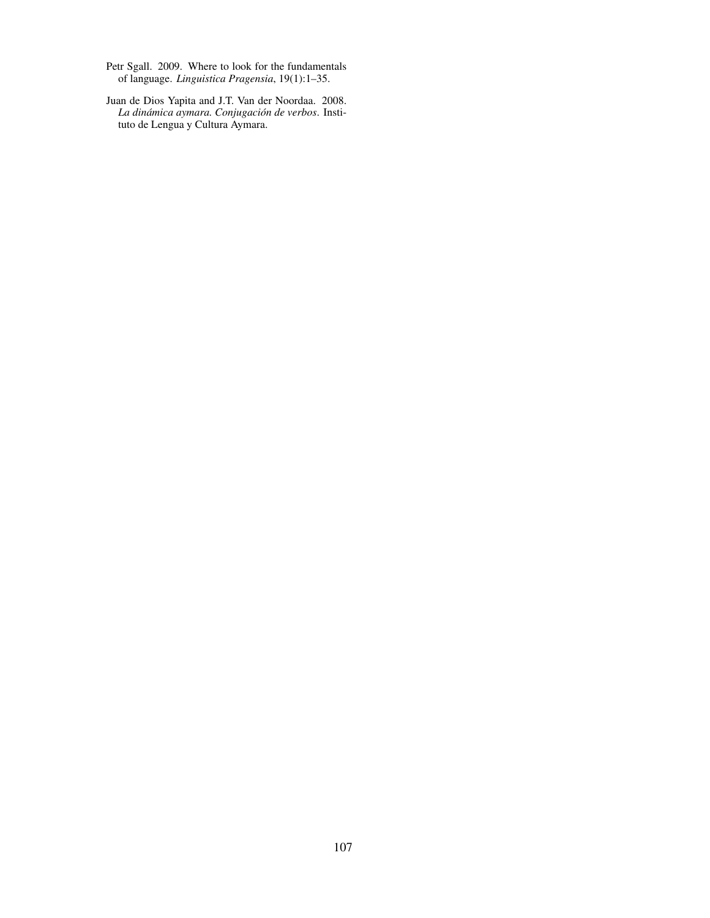Petr Sgall. 2009. Where to look for the fundamentals of language. *Linguistica Pragensia*, 19(1):1–35.

Juan de Dios Yapita and J.T. Van der Noordaa. 2008. *La dinámica aymara. Conjugación de verbos*. Instituto de Lengua y Cultura Aymara.